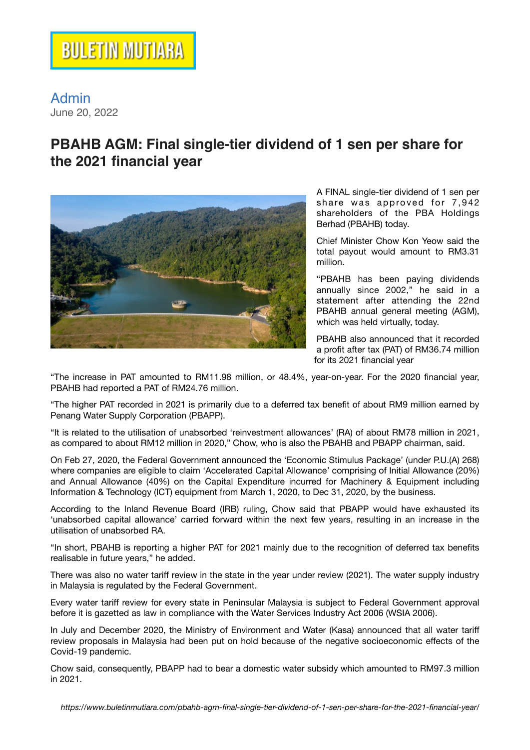BULETIN MUTIARA

Admin
June 20, 2022

# PBAHB AGM: Final single-tier dividend of 1 sen per share for the 2021 financial year

A FINAL single-tier dividend of 1 sen per share was approved for 7,942 shareholders of the PBA Holdings Berhad (PBAHB) today.

Chief Minister Chow Kon Yeow said the total payout would amount to RM3.31 million.

"PBAHB has been paying dividends annually since 2002," he said in a statement after attending the 22nd PBAHB annual general meeting (AGM), which was held virtually, today.

PBAHB also announced that it recorded a profit after tax (PAT) of RM36.74 million for its 2021 financial year

"The increase in PAT amounted to RM11.98 million, or 48.4%, year-on-year. For the 2020 financial year, PBAHB had reported a PAT of RM24.76 million.

"The higher PAT recorded in 2021 is primarily due to a deferred tax benefit of about RM9 million earned by Penang Water Supply Corporation (PBAPP).

"It is related to the utilisation of unabsorbed 'reinvestment allowances' (RA) of about RM78 million in 2021, as compared to about RM12 million in 2020," Chow, who is also the PBAHB and PBAPP chairman, said.

On Feb 27, 2020, the Federal Government announced the 'Economic Stimulus Package' (under P.U.(A) 268) where companies are eligible to claim 'Accelerated Capital Allowance' comprising of Initial Allowance (20%) and Annual Allowance (40%) on the Capital Expenditure incurred for Machinery & Equipment including Information & Technology (ICT) equipment from March 1, 2020, to Dec 31, 2020, by the business.

According to the Inland Revenue Board (IRB) ruling, Chow said that PBAPP would have exhausted its 'unabsorbed capital allowance' carried forward within the next few years, resulting in an increase in the utilisation of unabsorbed RA.

"In short, PBAHB is reporting a higher PAT for 2021 mainly due to the recognition of deferred tax benefits realisable in future years," he added.

There was also no water tariff review in the state in the year under review (2021). The water supply industry in Malaysia is regulated by the Federal Government.

Every water tariff review for every state in Peninsular Malaysia is subject to Federal Government approval before it is gazetted as law in compliance with the Water Services Industry Act 2006 (WSIA 2006).

In July and December 2020, the Ministry of Environment and Water (Kasa) announced that all water tariff review proposals in Malaysia had been put on hold because of the negative socioeconomic effects of the Covid-19 pandemic.

Chow said, consequently, PBAPP had to bear a domestic water subsidy which amounted to RM97.3 million in 2021.

*https://www.buletinmutiara.com/pbahb-agm-final-single-tier-dividend-of-1-sen-per-share-for-the-2021-financial-year/*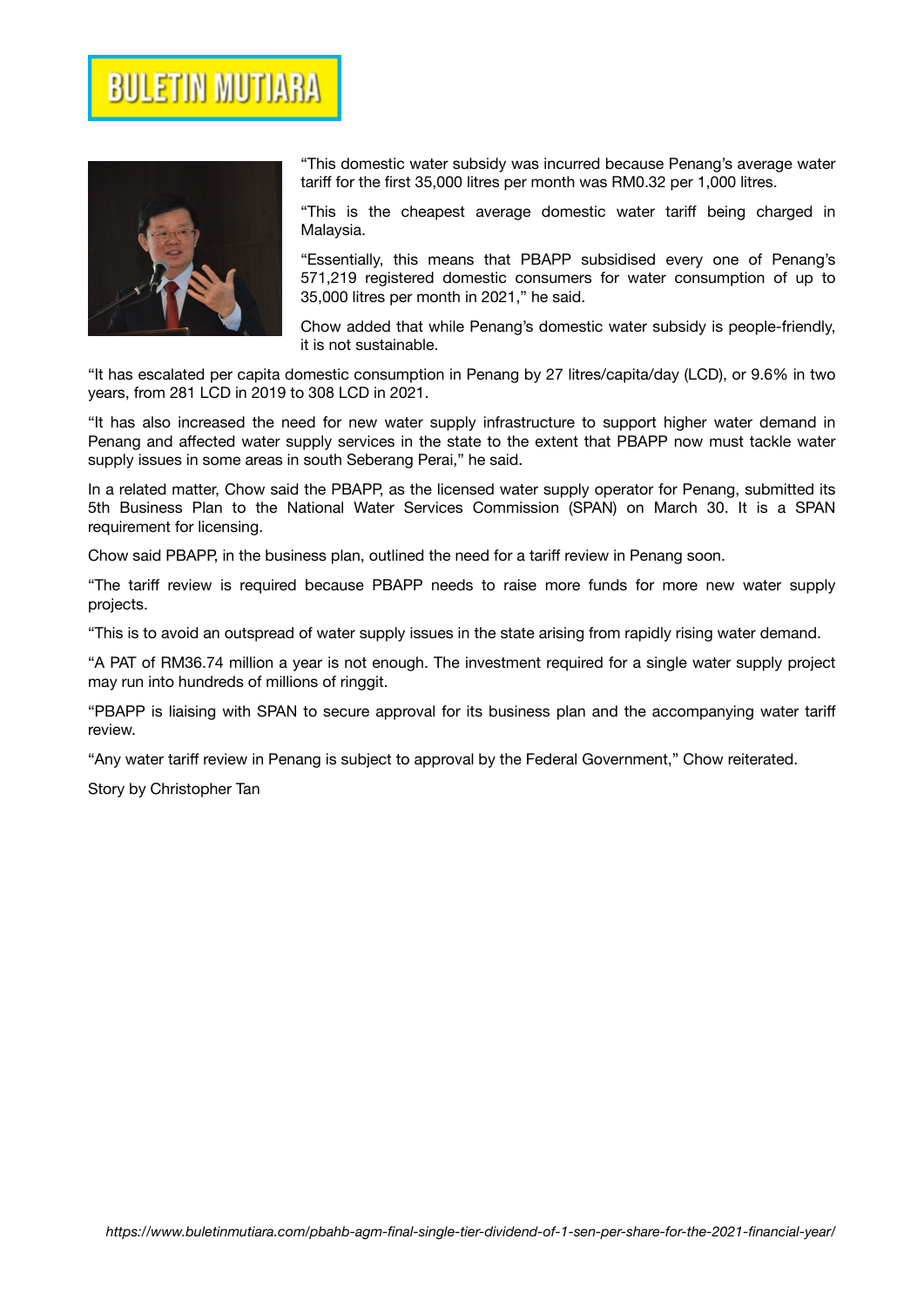"This domestic water subsidy was incurred because Penang's average water tariff for the first 35,000 litres per month was RM0.32 per 1,000 litres.

"This is the cheapest average domestic water tariff being charged in Malaysia.

"Essentially, this means that PBAPP subsidised every one of Penang's 571,219 registered domestic consumers for water consumption of up to 35,000 litres per month in 2021," he said.

Chow added that while Penang's domestic water subsidy is people-friendly, it is not sustainable.

"It has escalated per capita domestic consumption in Penang by 27 litres/capita/day (LCD), or 9.6% in two years, from 281 LCD in 2019 to 308 LCD in 2021.

"It has also increased the need for new water supply infrastructure to support higher water demand in Penang and affected water supply services in the state to the extent that PBAPP now must tackle water supply issues in some areas in south Seberang Perai," he said.

In a related matter, Chow said the PBAPP, as the licensed water supply operator for Penang, submitted its 5th Business Plan to the National Water Services Commission (SPAN) on March 30. It is a SPAN requirement for licensing.

Chow said PBAPP, in the business plan, outlined the need for a tariff review in Penang soon.

"The tariff review is required because PBAPP needs to raise more funds for more new water supply projects.

"This is to avoid an outspread of water supply issues in the state arising from rapidly rising water demand.

"A PAT of RM36.74 million a year is not enough. The investment required for a single water supply project may run into hundreds of millions of ringgit.

"PBAPP is liaising with SPAN to secure approval for its business plan and the accompanying water tariff review.

"Any water tariff review in Penang is subject to approval by the Federal Government," Chow reiterated.

Story by Christopher Tan

*https://www.buletinmutiara.com/pbahb-agm-final-single-tier-dividend-of-1-sen-per-share-for-the-2021-financial-year/*